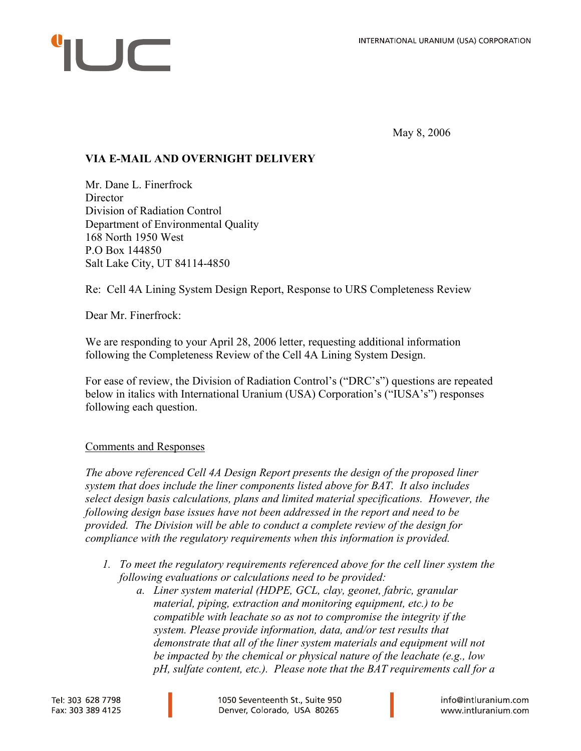IUC

INTERNATIONAL URANIUM (USA) CORPORATION

May 8, 2006

**VIA E-MAIL AND OVERNIGHT DELIVERY**

Mr. Dane L. Finerfrock
Director
Division of Radiation Control
Department of Environmental Quality
168 North 1950 West
P.O Box 144850
Salt Lake City, UT 84114-4850

Re: Cell 4A Lining System Design Report, Response to URS Completeness Review

Dear Mr. Finerfrock:

We are responding to your April 28, 2006 letter, requesting additional information following the Completeness Review of the Cell 4A Lining System Design.

For ease of review, the Division of Radiation Control's ("DRC's") questions are repeated below in italics with International Uranium (USA) Corporation's ("IUSA's") responses following each question.

Comments and Responses

*The above referenced Cell 4A Design Report presents the design of the proposed liner system that does include the liner components listed above for BAT. It also includes select design basis calculations, plans and limited material specifications. However, the following design base issues have not been addressed in the report and need to be provided. The Division will be able to conduct a complete review of the design for compliance with the regulatory requirements when this information is provided.*

1. *To meet the regulatory requirements referenced above for the cell liner system the following evaluations or calculations need to be provided:*
   a. *Liner system material (HDPE, GCL, clay, geonet, fabric, granular material, piping, extraction and monitoring equipment, etc.) to be compatible with leachate so as not to compromise the integrity if the system. Please provide information, data, and/or test results that demonstrate that all of the liner system materials and equipment will not be impacted by the chemical or physical nature of the leachate (e.g., low pH, sulfate content, etc.). Please note that the BAT requirements call for a*

Tel: 303 628 7798
Fax: 303 389 4125

1050 Seventeenth St., Suite 950
Denver, Colorado, USA 80265

info@intluranium.com
www.intluranium.com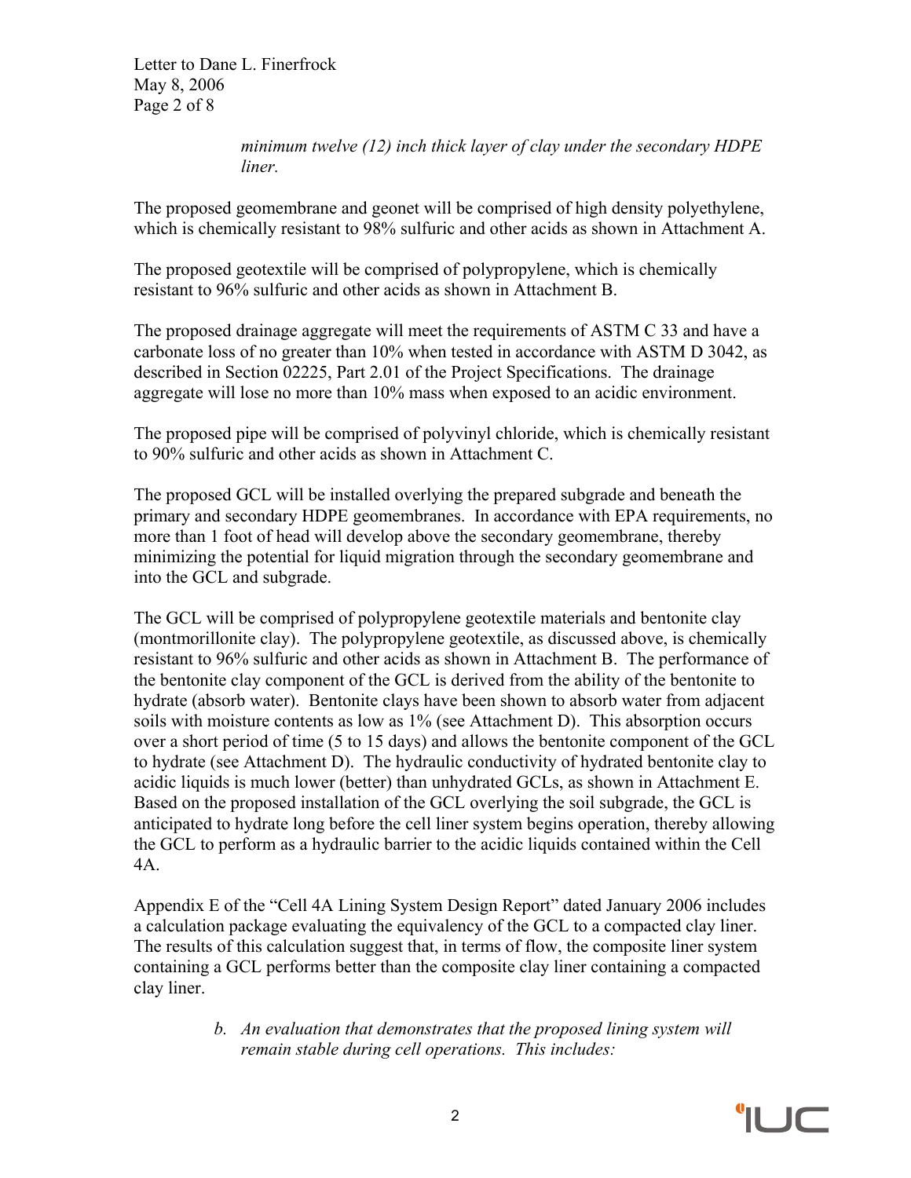*minimum twelve (12) inch thick layer of clay under the secondary HDPE liner.*

The proposed geomembrane and geonet will be comprised of high density polyethylene, which is chemically resistant to 98% sulfuric and other acids as shown in Attachment A.

The proposed geotextile will be comprised of polypropylene, which is chemically resistant to 96% sulfuric and other acids as shown in Attachment B.

The proposed drainage aggregate will meet the requirements of ASTM C 33 and have a carbonate loss of no greater than 10% when tested in accordance with ASTM D 3042, as described in Section 02225, Part 2.01 of the Project Specifications. The drainage aggregate will lose no more than 10% mass when exposed to an acidic environment.

The proposed pipe will be comprised of polyvinyl chloride, which is chemically resistant to 90% sulfuric and other acids as shown in Attachment C.

The proposed GCL will be installed overlying the prepared subgrade and beneath the primary and secondary HDPE geomembranes. In accordance with EPA requirements, no more than 1 foot of head will develop above the secondary geomembrane, thereby minimizing the potential for liquid migration through the secondary geomembrane and into the GCL and subgrade.

The GCL will be comprised of polypropylene geotextile materials and bentonite clay (montmorillonite clay). The polypropylene geotextile, as discussed above, is chemically resistant to 96% sulfuric and other acids as shown in Attachment B. The performance of the bentonite clay component of the GCL is derived from the ability of the bentonite to hydrate (absorb water). Bentonite clays have been shown to absorb water from adjacent soils with moisture contents as low as 1% (see Attachment D). This absorption occurs over a short period of time (5 to 15 days) and allows the bentonite component of the GCL to hydrate (see Attachment D). The hydraulic conductivity of hydrated bentonite clay to acidic liquids is much lower (better) than unhydrated GCLs, as shown in Attachment E. Based on the proposed installation of the GCL overlying the soil subgrade, the GCL is anticipated to hydrate long before the cell liner system begins operation, thereby allowing the GCL to perform as a hydraulic barrier to the acidic liquids contained within the Cell 4A.

Appendix E of the "Cell 4A Lining System Design Report" dated January 2006 includes a calculation package evaluating the equivalency of the GCL to a compacted clay liner. The results of this calculation suggest that, in terms of flow, the composite liner system containing a GCL performs better than the composite clay liner containing a compacted clay liner.

b. *An evaluation that demonstrates that the proposed lining system will remain stable during cell operations. This includes:*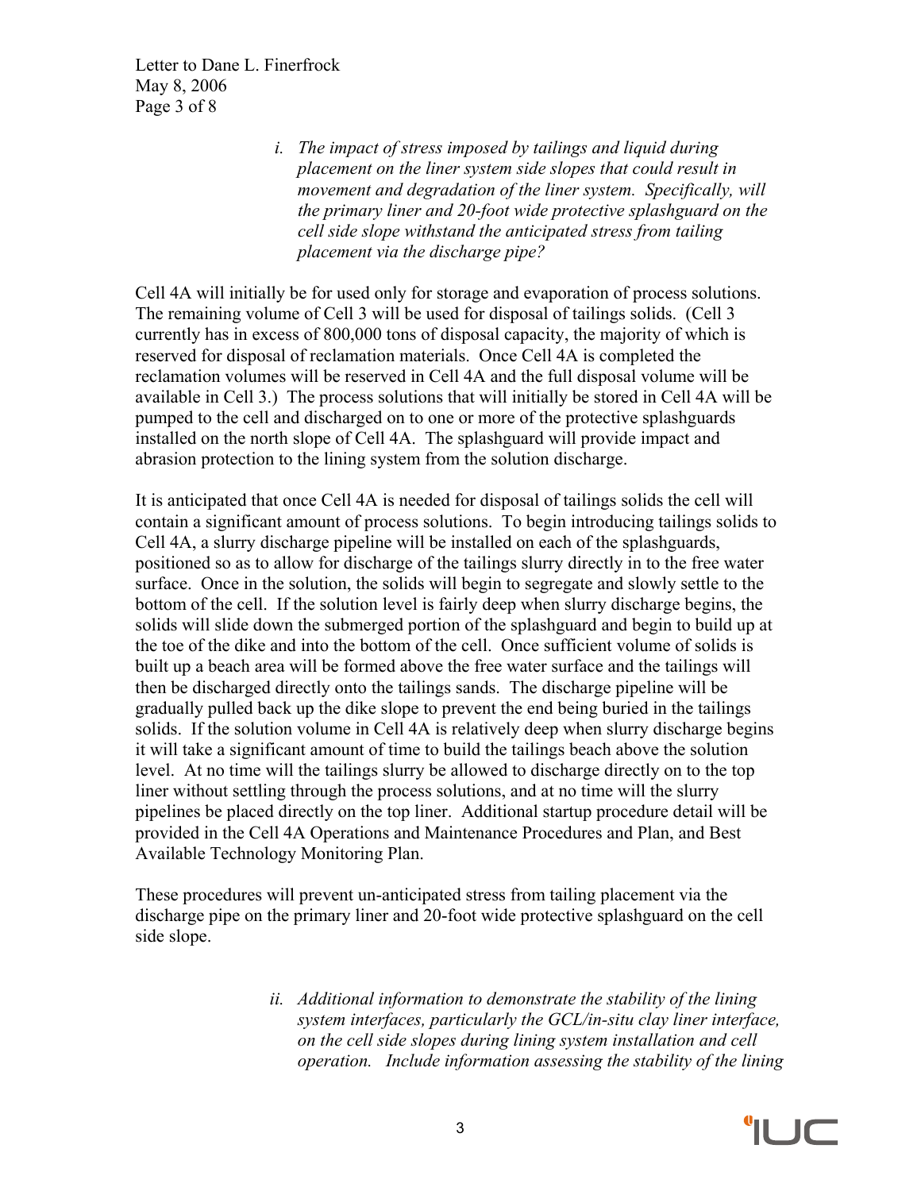*i. The impact of stress imposed by tailings and liquid during placement on the liner system side slopes that could result in movement and degradation of the liner system. Specifically, will the primary liner and 20-foot wide protective splashguard on the cell side slope withstand the anticipated stress from tailing placement via the discharge pipe?*

Cell 4A will initially be for used only for storage and evaporation of process solutions. The remaining volume of Cell 3 will be used for disposal of tailings solids. (Cell 3 currently has in excess of 800,000 tons of disposal capacity, the majority of which is reserved for disposal of reclamation materials. Once Cell 4A is completed the reclamation volumes will be reserved in Cell 4A and the full disposal volume will be available in Cell 3.) The process solutions that will initially be stored in Cell 4A will be pumped to the cell and discharged on to one or more of the protective splashguards installed on the north slope of Cell 4A. The splashguard will provide impact and abrasion protection to the lining system from the solution discharge.

It is anticipated that once Cell 4A is needed for disposal of tailings solids the cell will contain a significant amount of process solutions. To begin introducing tailings solids to Cell 4A, a slurry discharge pipeline will be installed on each of the splashguards, positioned so as to allow for discharge of the tailings slurry directly in to the free water surface. Once in the solution, the solids will begin to segregate and slowly settle to the bottom of the cell. If the solution level is fairly deep when slurry discharge begins, the solids will slide down the submerged portion of the splashguard and begin to build up at the toe of the dike and into the bottom of the cell. Once sufficient volume of solids is built up a beach area will be formed above the free water surface and the tailings will then be discharged directly onto the tailings sands. The discharge pipeline will be gradually pulled back up the dike slope to prevent the end being buried in the tailings solids. If the solution volume in Cell 4A is relatively deep when slurry discharge begins it will take a significant amount of time to build the tailings beach above the solution level. At no time will the tailings slurry be allowed to discharge directly on to the top liner without settling through the process solutions, and at no time will the slurry pipelines be placed directly on the top liner. Additional startup procedure detail will be provided in the Cell 4A Operations and Maintenance Procedures and Plan, and Best Available Technology Monitoring Plan.

These procedures will prevent un-anticipated stress from tailing placement via the discharge pipe on the primary liner and 20-foot wide protective splashguard on the cell side slope.

*ii. Additional information to demonstrate the stability of the lining system interfaces, particularly the GCL/in-situ clay liner interface, on the cell side slopes during lining system installation and cell operation. Include information assessing the stability of the lining*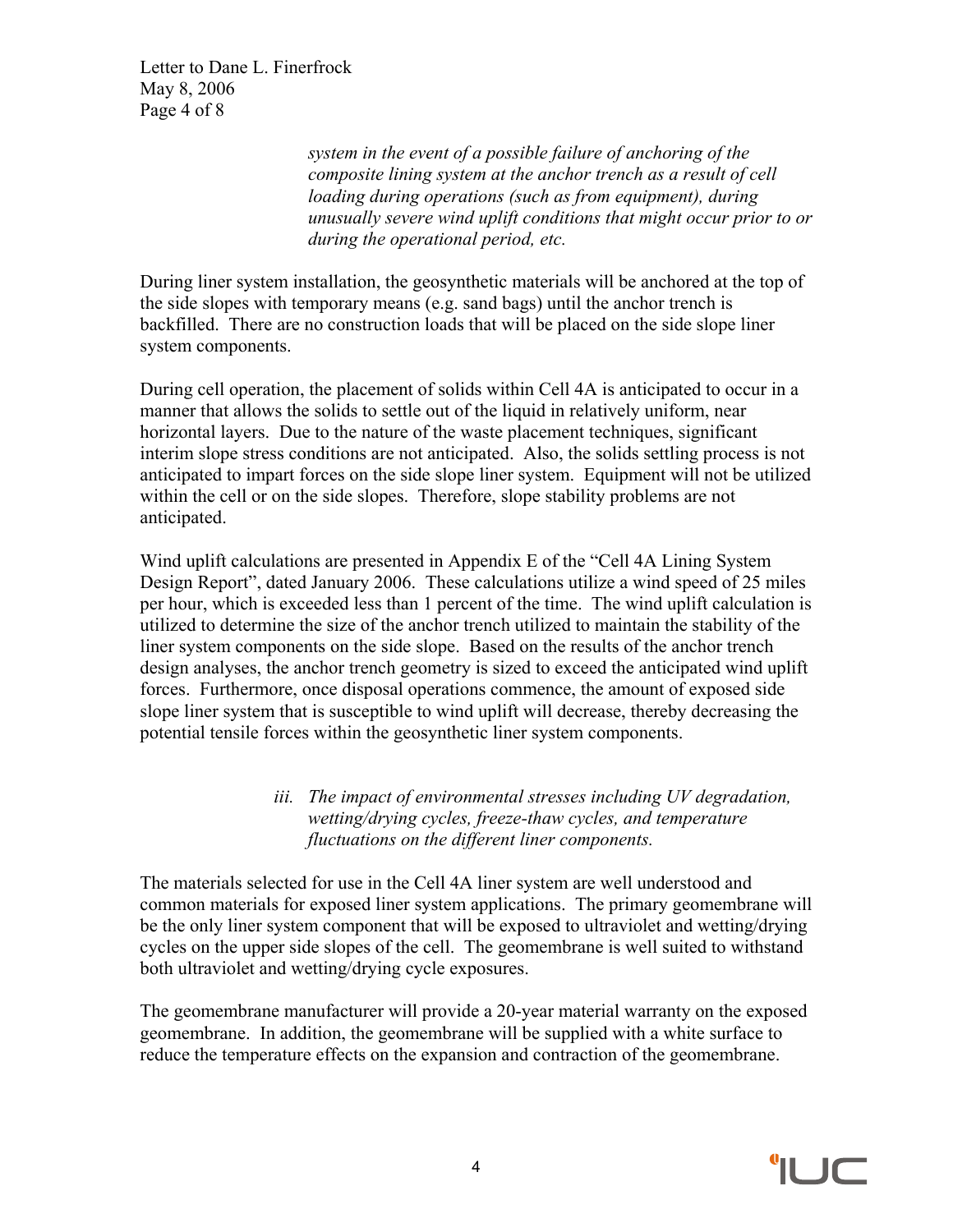*system in the event of a possible failure of anchoring of the composite lining system at the anchor trench as a result of cell loading during operations (such as from equipment), during unusually severe wind uplift conditions that might occur prior to or during the operational period, etc.*

During liner system installation, the geosynthetic materials will be anchored at the top of the side slopes with temporary means (e.g. sand bags) until the anchor trench is backfilled. There are no construction loads that will be placed on the side slope liner system components.

During cell operation, the placement of solids within Cell 4A is anticipated to occur in a manner that allows the solids to settle out of the liquid in relatively uniform, near horizontal layers. Due to the nature of the waste placement techniques, significant interim slope stress conditions are not anticipated. Also, the solids settling process is not anticipated to impart forces on the side slope liner system. Equipment will not be utilized within the cell or on the side slopes. Therefore, slope stability problems are not anticipated.

Wind uplift calculations are presented in Appendix E of the "Cell 4A Lining System Design Report", dated January 2006. These calculations utilize a wind speed of 25 miles per hour, which is exceeded less than 1 percent of the time. The wind uplift calculation is utilized to determine the size of the anchor trench utilized to maintain the stability of the liner system components on the side slope. Based on the results of the anchor trench design analyses, the anchor trench geometry is sized to exceed the anticipated wind uplift forces. Furthermore, once disposal operations commence, the amount of exposed side slope liner system that is susceptible to wind uplift will decrease, thereby decreasing the potential tensile forces within the geosynthetic liner system components.

*iii. The impact of environmental stresses including UV degradation, wetting/drying cycles, freeze-thaw cycles, and temperature fluctuations on the different liner components.*

The materials selected for use in the Cell 4A liner system are well understood and common materials for exposed liner system applications. The primary geomembrane will be the only liner system component that will be exposed to ultraviolet and wetting/drying cycles on the upper side slopes of the cell. The geomembrane is well suited to withstand both ultraviolet and wetting/drying cycle exposures.

The geomembrane manufacturer will provide a 20-year material warranty on the exposed geomembrane. In addition, the geomembrane will be supplied with a white surface to reduce the temperature effects on the expansion and contraction of the geomembrane.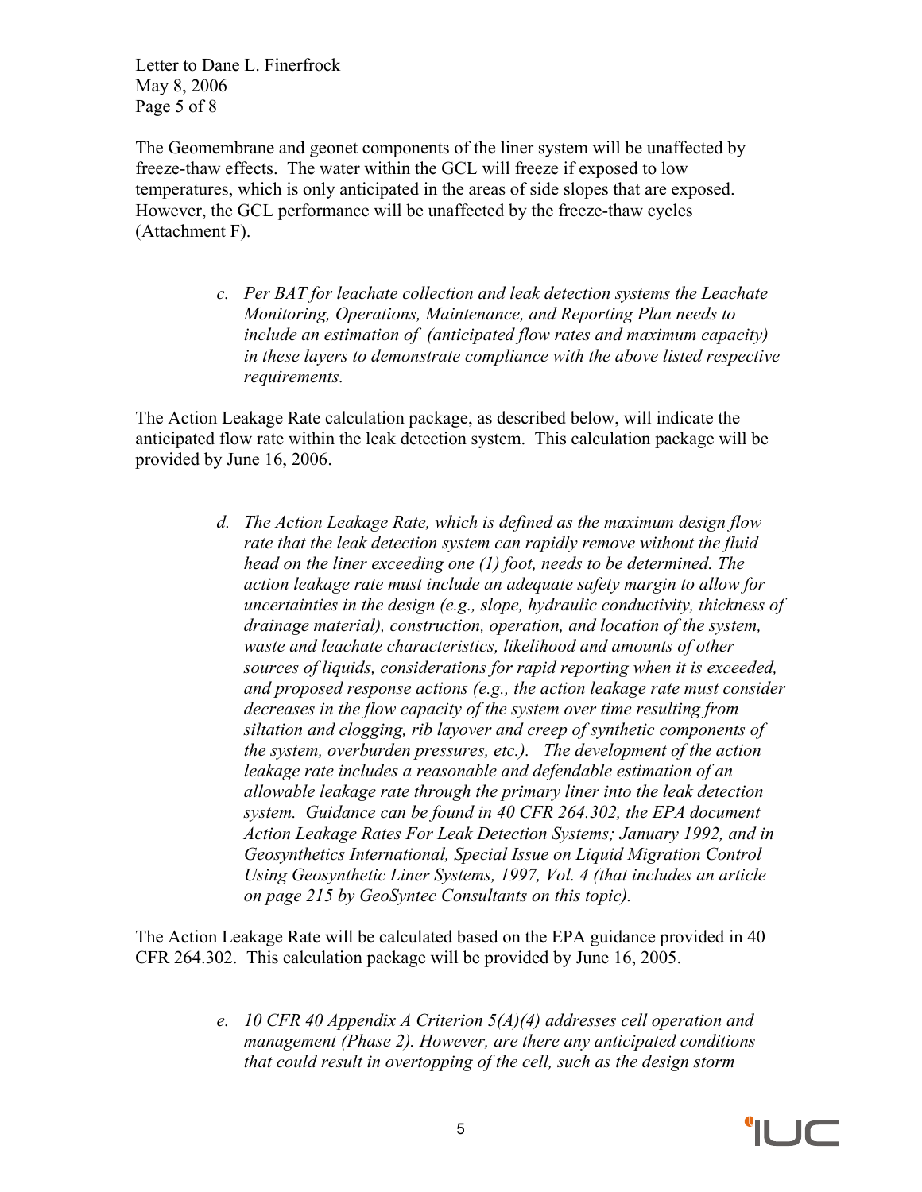The Geomembrane and geonet components of the liner system will be unaffected by freeze-thaw effects. The water within the GCL will freeze if exposed to low temperatures, which is only anticipated in the areas of side slopes that are exposed. However, the GCL performance will be unaffected by the freeze-thaw cycles (Attachment F).

> c. *Per BAT for leachate collection and leak detection systems the Leachate Monitoring, Operations, Maintenance, and Reporting Plan needs to include an estimation of (anticipated flow rates and maximum capacity) in these layers to demonstrate compliance with the above listed respective requirements.*

The Action Leakage Rate calculation package, as described below, will indicate the anticipated flow rate within the leak detection system. This calculation package will be provided by June 16, 2006.

> d. *The Action Leakage Rate, which is defined as the maximum design flow rate that the leak detection system can rapidly remove without the fluid head on the liner exceeding one (1) foot, needs to be determined. The action leakage rate must include an adequate safety margin to allow for uncertainties in the design (e.g., slope, hydraulic conductivity, thickness of drainage material), construction, operation, and location of the system, waste and leachate characteristics, likelihood and amounts of other sources of liquids, considerations for rapid reporting when it is exceeded, and proposed response actions (e.g., the action leakage rate must consider decreases in the flow capacity of the system over time resulting from siltation and clogging, rib layover and creep of synthetic components of the system, overburden pressures, etc.). The development of the action leakage rate includes a reasonable and defendable estimation of an allowable leakage rate through the primary liner into the leak detection system. Guidance can be found in 40 CFR 264.302, the EPA document Action Leakage Rates For Leak Detection Systems; January 1992, and in Geosynthetics International, Special Issue on Liquid Migration Control Using Geosynthetic Liner Systems, 1997, Vol. 4 (that includes an article on page 215 by GeoSyntec Consultants on this topic).*

The Action Leakage Rate will be calculated based on the EPA guidance provided in 40 CFR 264.302. This calculation package will be provided by June 16, 2005.

> e. *10 CFR 40 Appendix A Criterion 5(A)(4) addresses cell operation and management (Phase 2). However, are there any anticipated conditions that could result in overtopping of the cell, such as the design storm*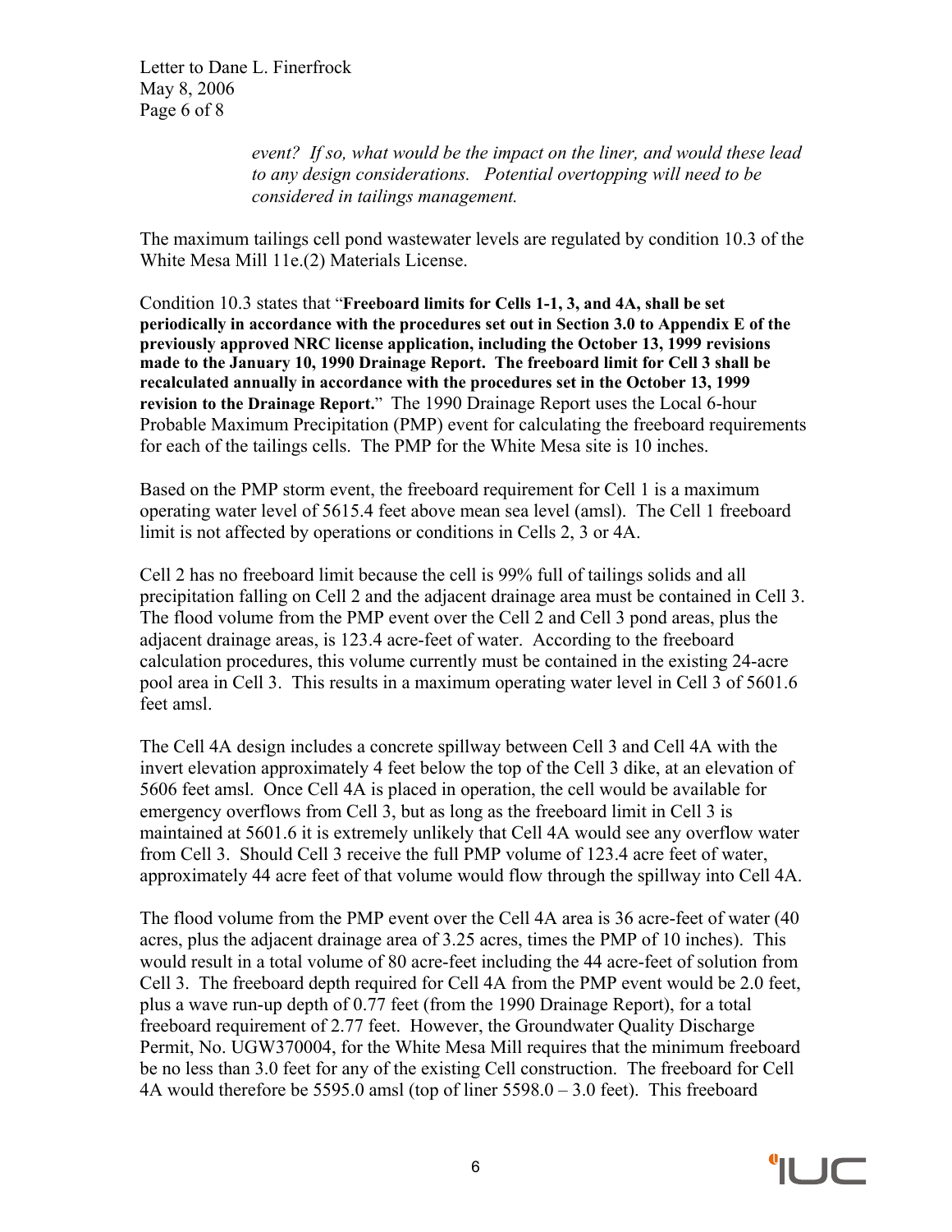*event? If so, what would be the impact on the liner, and would these lead to any design considerations. Potential overtopping will need to be considered in tailings management.*

The maximum tailings cell pond wastewater levels are regulated by condition 10.3 of the White Mesa Mill 11e.(2) Materials License.

Condition 10.3 states that "**Freeboard limits for Cells 1-1, 3, and 4A, shall be set periodically in accordance with the procedures set out in Section 3.0 to Appendix E of the previously approved NRC license application, including the October 13, 1999 revisions made to the January 10, 1990 Drainage Report. The freeboard limit for Cell 3 shall be recalculated annually in accordance with the procedures set in the October 13, 1999 revision to the Drainage Report.**" The 1990 Drainage Report uses the Local 6-hour Probable Maximum Precipitation (PMP) event for calculating the freeboard requirements for each of the tailings cells. The PMP for the White Mesa site is 10 inches.

Based on the PMP storm event, the freeboard requirement for Cell 1 is a maximum operating water level of 5615.4 feet above mean sea level (amsl). The Cell 1 freeboard limit is not affected by operations or conditions in Cells 2, 3 or 4A.

Cell 2 has no freeboard limit because the cell is 99% full of tailings solids and all precipitation falling on Cell 2 and the adjacent drainage area must be contained in Cell 3. The flood volume from the PMP event over the Cell 2 and Cell 3 pond areas, plus the adjacent drainage areas, is 123.4 acre-feet of water. According to the freeboard calculation procedures, this volume currently must be contained in the existing 24-acre pool area in Cell 3. This results in a maximum operating water level in Cell 3 of 5601.6 feet amsl.

The Cell 4A design includes a concrete spillway between Cell 3 and Cell 4A with the invert elevation approximately 4 feet below the top of the Cell 3 dike, at an elevation of 5606 feet amsl. Once Cell 4A is placed in operation, the cell would be available for emergency overflows from Cell 3, but as long as the freeboard limit in Cell 3 is maintained at 5601.6 it is extremely unlikely that Cell 4A would see any overflow water from Cell 3. Should Cell 3 receive the full PMP volume of 123.4 acre feet of water, approximately 44 acre feet of that volume would flow through the spillway into Cell 4A.

The flood volume from the PMP event over the Cell 4A area is 36 acre-feet of water (40 acres, plus the adjacent drainage area of 3.25 acres, times the PMP of 10 inches). This would result in a total volume of 80 acre-feet including the 44 acre-feet of solution from Cell 3. The freeboard depth required for Cell 4A from the PMP event would be 2.0 feet, plus a wave run-up depth of 0.77 feet (from the 1990 Drainage Report), for a total freeboard requirement of 2.77 feet. However, the Groundwater Quality Discharge Permit, No. UGW370004, for the White Mesa Mill requires that the minimum freeboard be no less than 3.0 feet for any of the existing Cell construction. The freeboard for Cell 4A would therefore be 5595.0 amsl (top of liner 5598.0 – 3.0 feet). This freeboard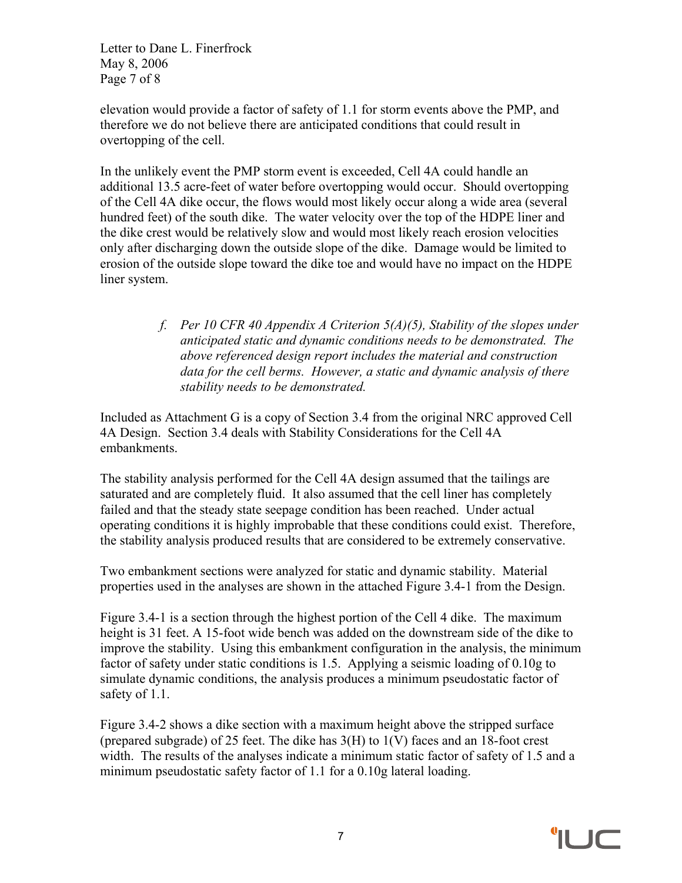elevation would provide a factor of safety of 1.1 for storm events above the PMP, and therefore we do not believe there are anticipated conditions that could result in overtopping of the cell.

In the unlikely event the PMP storm event is exceeded, Cell 4A could handle an additional 13.5 acre-feet of water before overtopping would occur. Should overtopping of the Cell 4A dike occur, the flows would most likely occur along a wide area (several hundred feet) of the south dike. The water velocity over the top of the HDPE liner and the dike crest would be relatively slow and would most likely reach erosion velocities only after discharging down the outside slope of the dike. Damage would be limited to erosion of the outside slope toward the dike toe and would have no impact on the HDPE liner system.

> f. *Per 10 CFR 40 Appendix A Criterion 5(A)(5), Stability of the slopes under anticipated static and dynamic conditions needs to be demonstrated. The above referenced design report includes the material and construction data for the cell berms. However, a static and dynamic analysis of there stability needs to be demonstrated.*

Included as Attachment G is a copy of Section 3.4 from the original NRC approved Cell 4A Design. Section 3.4 deals with Stability Considerations for the Cell 4A embankments.

The stability analysis performed for the Cell 4A design assumed that the tailings are saturated and are completely fluid. It also assumed that the cell liner has completely failed and that the steady state seepage condition has been reached. Under actual operating conditions it is highly improbable that these conditions could exist. Therefore, the stability analysis produced results that are considered to be extremely conservative.

Two embankment sections were analyzed for static and dynamic stability. Material properties used in the analyses are shown in the attached Figure 3.4-1 from the Design.

Figure 3.4-1 is a section through the highest portion of the Cell 4 dike. The maximum height is 31 feet. A 15-foot wide bench was added on the downstream side of the dike to improve the stability. Using this embankment configuration in the analysis, the minimum factor of safety under static conditions is 1.5. Applying a seismic loading of 0.10g to simulate dynamic conditions, the analysis produces a minimum pseudostatic factor of safety of 1.1.

Figure 3.4-2 shows a dike section with a maximum height above the stripped surface (prepared subgrade) of 25 feet. The dike has 3(H) to 1(V) faces and an 18-foot crest width. The results of the analyses indicate a minimum static factor of safety of 1.5 and a minimum pseudostatic safety factor of 1.1 for a 0.10g lateral loading.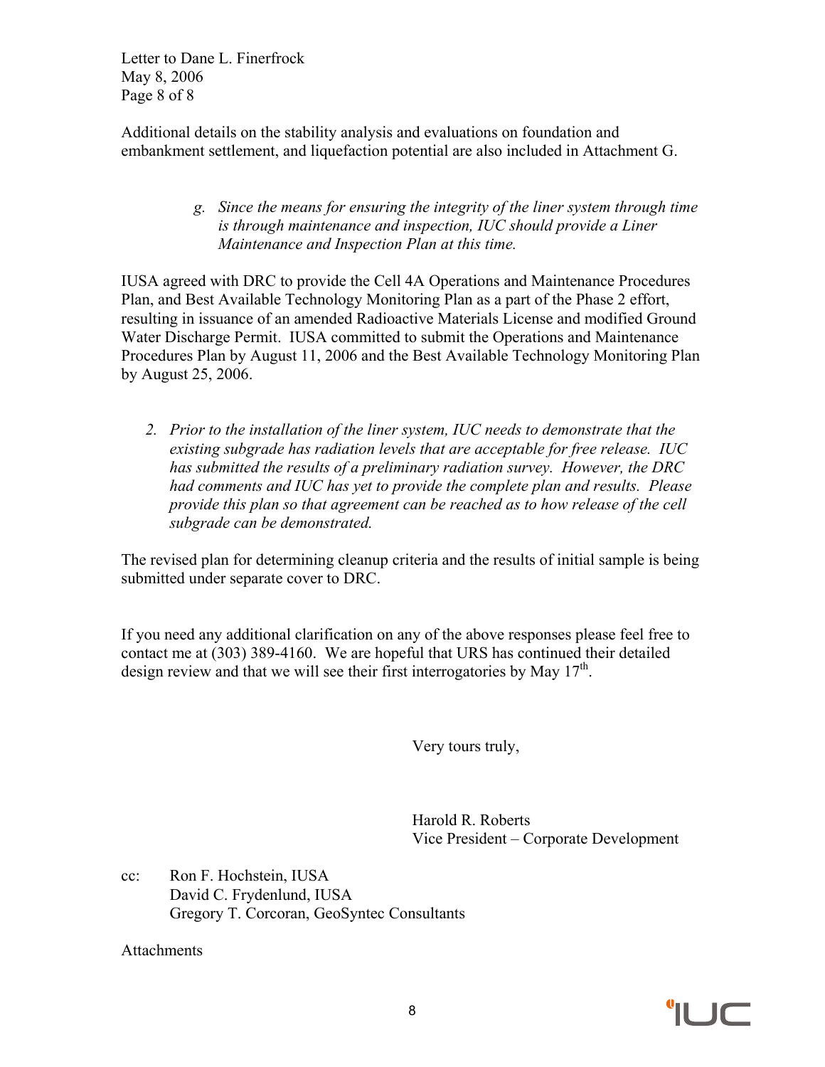Additional details on the stability analysis and evaluations on foundation and embankment settlement, and liquefaction potential are also included in Attachment G.

> g. *Since the means for ensuring the integrity of the liner system through time is through maintenance and inspection, IUC should provide a Liner Maintenance and Inspection Plan at this time.*

IUSA agreed with DRC to provide the Cell 4A Operations and Maintenance Procedures Plan, and Best Available Technology Monitoring Plan as a part of the Phase 2 effort, resulting in issuance of an amended Radioactive Materials License and modified Ground Water Discharge Permit. IUSA committed to submit the Operations and Maintenance Procedures Plan by August 11, 2006 and the Best Available Technology Monitoring Plan by August 25, 2006.

2. *Prior to the installation of the liner system, IUC needs to demonstrate that the existing subgrade has radiation levels that are acceptable for free release. IUC has submitted the results of a preliminary radiation survey. However, the DRC had comments and IUC has yet to provide the complete plan and results. Please provide this plan so that agreement can be reached as to how release of the cell subgrade can be demonstrated.*

The revised plan for determining cleanup criteria and the results of initial sample is being submitted under separate cover to DRC.

If you need any additional clarification on any of the above responses please feel free to contact me at (303) 389-4160. We are hopeful that URS has continued their detailed design review and that we will see their first interrogatories by May 17th.

Very tours truly,

Harold R. Roberts
Vice President – Corporate Development

cc: Ron F. Hochstein, IUSA
David C. Frydenlund, IUSA
Gregory T. Corcoran, GeoSyntec Consultants

Attachments